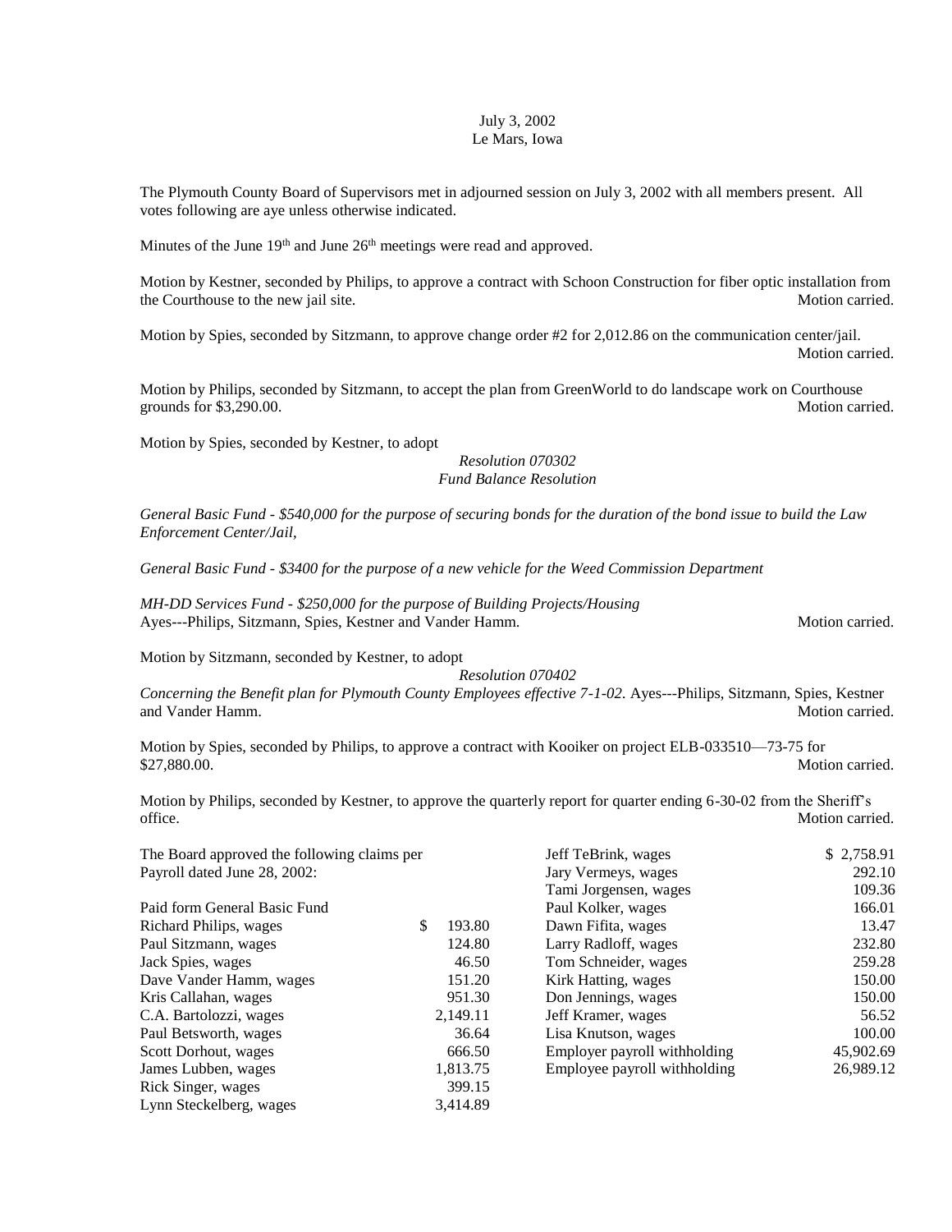July 3, 2002
Le Mars, Iowa

The Plymouth County Board of Supervisors met in adjourned session on July 3, 2002 with all members present. All votes following are aye unless otherwise indicated.

Minutes of the June 19th and June 26th meetings were read and approved.

Motion by Kestner, seconded by Philips, to approve a contract with Schoon Construction for fiber optic installation from the Courthouse to the new jail site. Motion carried.

Motion by Spies, seconded by Sitzmann, to approve change order #2 for 2,012.86 on the communication center/jail. Motion carried.

Motion by Philips, seconded by Sitzmann, to accept the plan from GreenWorld to do landscape work on Courthouse grounds for $3,290.00. Motion carried.

Motion by Spies, seconded by Kestner, to adopt

*Resolution 070302*
*Fund Balance Resolution*

*General Basic Fund - $540,000 for the purpose of securing bonds for the duration of the bond issue to build the Law Enforcement Center/Jail,*

*General Basic Fund - $3400 for the purpose of a new vehicle for the Weed Commission Department*

*MH-DD Services Fund - $250,000 for the purpose of Building Projects/Housing*
Ayes---Philips, Sitzmann, Spies, Kestner and Vander Hamm. Motion carried.

Motion by Sitzmann, seconded by Kestner, to adopt

*Resolution 070402*

*Concerning the Benefit plan for Plymouth County Employees effective 7-1-02.* Ayes---Philips, Sitzmann, Spies, Kestner and Vander Hamm. Motion carried.

Motion by Spies, seconded by Philips, to approve a contract with Kooiker on project ELB-033510—73-75 for $27,880.00. Motion carried.

Motion by Philips, seconded by Kestner, to approve the quarterly report for quarter ending 6-30-02 from the Sheriff's office. Motion carried.

The Board approved the following claims per Payroll dated June 28, 2002:

Paid form General Basic Fund

| Name | Amount |
|---|---|
| Richard Philips, wages | $ 193.80 |
| Paul Sitzmann, wages | 124.80 |
| Jack Spies, wages | 46.50 |
| Dave Vander Hamm, wages | 151.20 |
| Kris Callahan, wages | 951.30 |
| C.A. Bartolozzi, wages | 2,149.11 |
| Paul Betsworth, wages | 36.64 |
| Scott Dorhout, wages | 666.50 |
| James Lubben, wages | 1,813.75 |
| Rick Singer, wages | 399.15 |
| Lynn Steckelberg, wages | 3,414.89 |
| Jeff TeBrink, wages | $ 2,758.91 |
| Jary Vermeys, wages | 292.10 |
| Tami Jorgensen, wages | 109.36 |
| Paul Kolker, wages | 166.01 |
| Dawn Fifita, wages | 13.47 |
| Larry Radloff, wages | 232.80 |
| Tom Schneider, wages | 259.28 |
| Kirk Hatting, wages | 150.00 |
| Don Jennings, wages | 150.00 |
| Jeff Kramer, wages | 56.52 |
| Lisa Knutson, wages | 100.00 |
| Employer payroll withholding | 45,902.69 |
| Employee payroll withholding | 26,989.12 |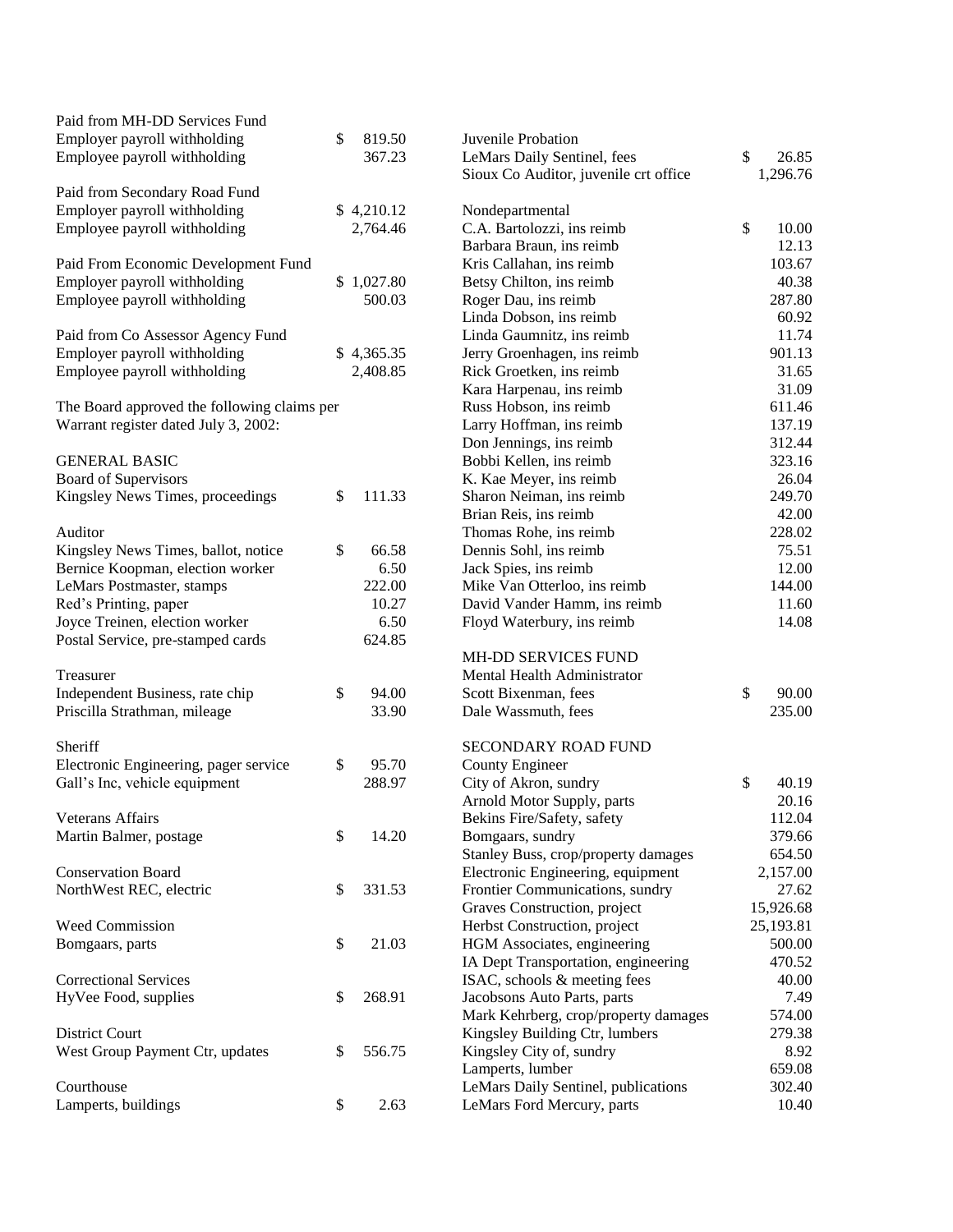Paid from MH-DD Services Fund

| | |
|---|---|
| Employer payroll withholding | $ 819.50 |
| Employee payroll withholding | 367.23 |

Paid from Secondary Road Fund

| | |
|---|---|
| Employer payroll withholding | $ 4,210.12 |
| Employee payroll withholding | 2,764.46 |

Paid From Economic Development Fund

| | |
|---|---|
| Employer payroll withholding | $ 1,027.80 |
| Employee payroll withholding | 500.03 |

Paid from Co Assessor Agency Fund

| | |
|---|---|
| Employer payroll withholding | $ 4,365.35 |
| Employee payroll withholding | 2,408.85 |

The Board approved the following claims per Warrant register dated July 3, 2002:

GENERAL BASIC

Board of Supervisors

| | |
|---|---|
| Kingsley News Times, proceedings | $ 111.33 |

Auditor

| | |
|---|---|
| Kingsley News Times, ballot, notice | $ 66.58 |
| Bernice Koopman, election worker | 6.50 |
| LeMars Postmaster, stamps | 222.00 |
| Red's Printing, paper | 10.27 |
| Joyce Treinen, election worker | 6.50 |
| Postal Service, pre-stamped cards | 624.85 |

Treasurer

| | |
|---|---|
| Independent Business, rate chip | $ 94.00 |
| Priscilla Strathman, mileage | 33.90 |

Sheriff

| | |
|---|---|
| Electronic Engineering, pager service | $ 95.70 |
| Gall's Inc, vehicle equipment | 288.97 |

Veterans Affairs

| | |
|---|---|
| Martin Balmer, postage | $ 14.20 |

Conservation Board

| | |
|---|---|
| NorthWest REC, electric | $ 331.53 |

Weed Commission

| | |
|---|---|
| Bomgaars, parts | $ 21.03 |

Correctional Services

| | |
|---|---|
| HyVee Food, supplies | $ 268.91 |

District Court

| | |
|---|---|
| West Group Payment Ctr, updates | $ 556.75 |

Courthouse

| | |
|---|---|
| Lamperts, buildings | $ 2.63 |

Juvenile Probation

| | |
|---|---|
| LeMars Daily Sentinel, fees | $ 26.85 |
| Sioux Co Auditor, juvenile crt office | 1,296.76 |

Nondepartmental

| | |
|---|---|
| C.A. Bartolozzi, ins reimb | $ 10.00 |
| Barbara Braun, ins reimb | 12.13 |
| Kris Callahan, ins reimb | 103.67 |
| Betsy Chilton, ins reimb | 40.38 |
| Roger Dau, ins reimb | 287.80 |
| Linda Dobson, ins reimb | 60.92 |
| Linda Gaumnitz, ins reimb | 11.74 |
| Jerry Groenhagen, ins reimb | 901.13 |
| Rick Groetken, ins reimb | 31.65 |
| Kara Harpenau, ins reimb | 31.09 |
| Russ Hobson, ins reimb | 611.46 |
| Larry Hoffman, ins reimb | 137.19 |
| Don Jennings, ins reimb | 312.44 |
| Bobbi Kellen, ins reimb | 323.16 |
| K. Kae Meyer, ins reimb | 26.04 |
| Sharon Neiman, ins reimb | 249.70 |
| Brian Reis, ins reimb | 42.00 |
| Thomas Rohe, ins reimb | 228.02 |
| Dennis Sohl, ins reimb | 75.51 |
| Jack Spies, ins reimb | 12.00 |
| Mike Van Otterloo, ins reimb | 144.00 |
| David Vander Hamm, ins reimb | 11.60 |
| Floyd Waterbury, ins reimb | 14.08 |

MH-DD SERVICES FUND

Mental Health Administrator

| | |
|---|---|
| Scott Bixenman, fees | $ 90.00 |
| Dale Wassmuth, fees | 235.00 |

SECONDARY ROAD FUND

County Engineer

| | |
|---|---|
| City of Akron, sundry | $ 40.19 |
| Arnold Motor Supply, parts | 20.16 |
| Bekins Fire/Safety, safety | 112.04 |
| Bomgaars, sundry | 379.66 |
| Stanley Buss, crop/property damages | 654.50 |
| Electronic Engineering, equipment | 2,157.00 |
| Frontier Communications, sundry | 27.62 |
| Graves Construction, project | 15,926.68 |
| Herbst Construction, project | 25,193.81 |
| HGM Associates, engineering | 500.00 |
| IA Dept Transportation, engineering | 470.52 |
| ISAC, schools & meeting fees | 40.00 |
| Jacobsons Auto Parts, parts | 7.49 |
| Mark Kehrberg, crop/property damages | 574.00 |
| Kingsley Building Ctr, lumbers | 279.38 |
| Kingsley City of, sundry | 8.92 |
| Lamperts, lumber | 659.08 |
| LeMars Daily Sentinel, publications | 302.40 |
| LeMars Ford Mercury, parts | 10.40 |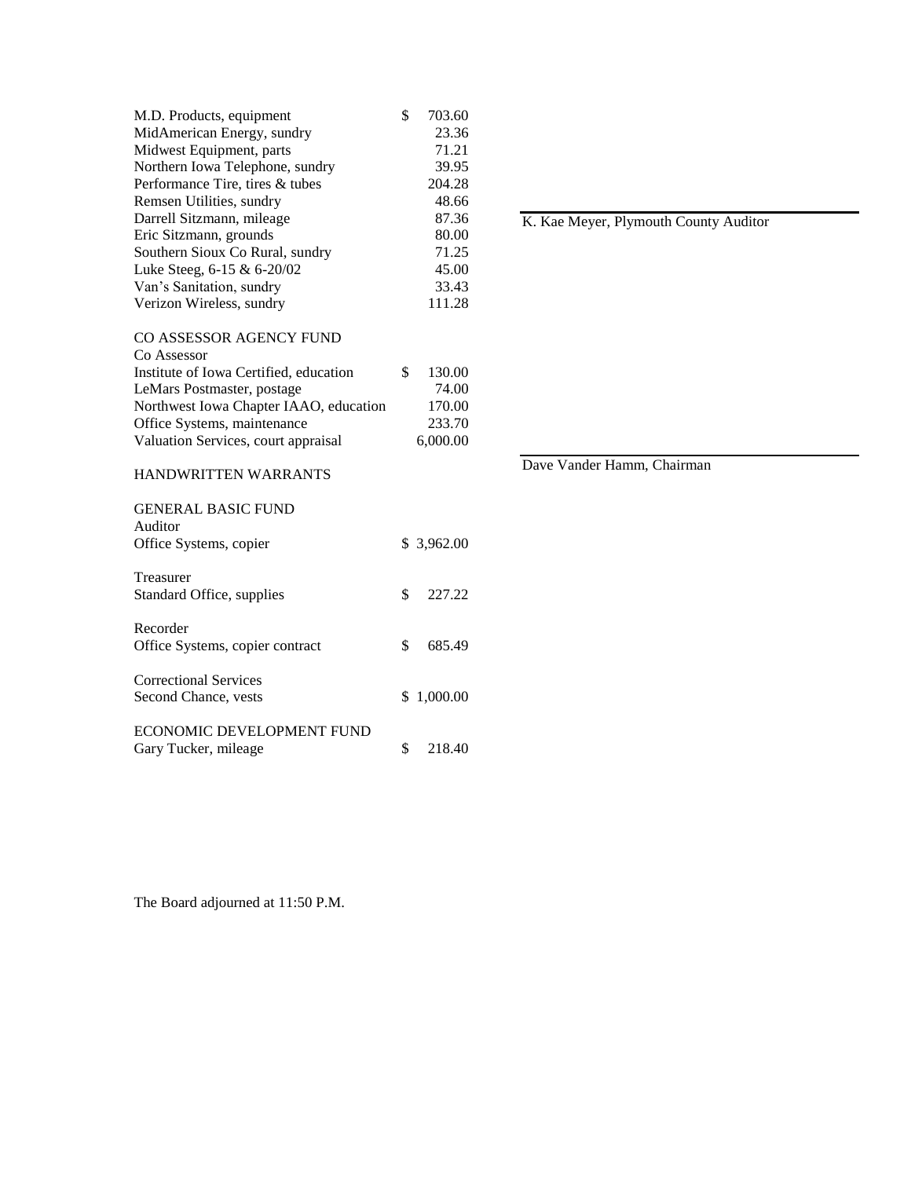| | |
|---|---|
| M.D. Products, equipment | $ 703.60 |
| MidAmerican Energy, sundry | 23.36 |
| Midwest Equipment, parts | 71.21 |
| Northern Iowa Telephone, sundry | 39.95 |
| Performance Tire, tires & tubes | 204.28 |
| Remsen Utilities, sundry | 48.66 |
| Darrell Sitzmann, mileage | 87.36 |
| Eric Sitzmann, grounds | 80.00 |
| Southern Sioux Co Rural, sundry | 71.25 |
| Luke Steeg, 6-15 & 6-20/02 | 45.00 |
| Van's Sanitation, sundry | 33.43 |
| Verizon Wireless, sundry | 111.28 |

CO ASSESSOR AGENCY FUND

Co Assessor

| | |
|---|---|
| Institute of Iowa Certified, education | $ 130.00 |
| LeMars Postmaster, postage | 74.00 |
| Northwest Iowa Chapter IAAO, education | 170.00 |
| Office Systems, maintenance | 233.70 |
| Valuation Services, court appraisal | 6,000.00 |

HANDWRITTEN WARRANTS

GENERAL BASIC FUND

Auditor

| | |
|---|---|
| Office Systems, copier | $ 3,962.00 |

Treasurer

| | |
|---|---|
| Standard Office, supplies | $ 227.22 |

Recorder

| | |
|---|---|
| Office Systems, copier contract | $ 685.49 |

Correctional Services

| | |
|---|---|
| Second Chance, vests | $ 1,000.00 |

ECONOMIC DEVELOPMENT FUND

| | |
|---|---|
| Gary Tucker, mileage | $ 218.40 |

The Board adjourned at 11:50 P.M.

K. Kae Meyer, Plymouth County Auditor

Dave Vander Hamm, Chairman